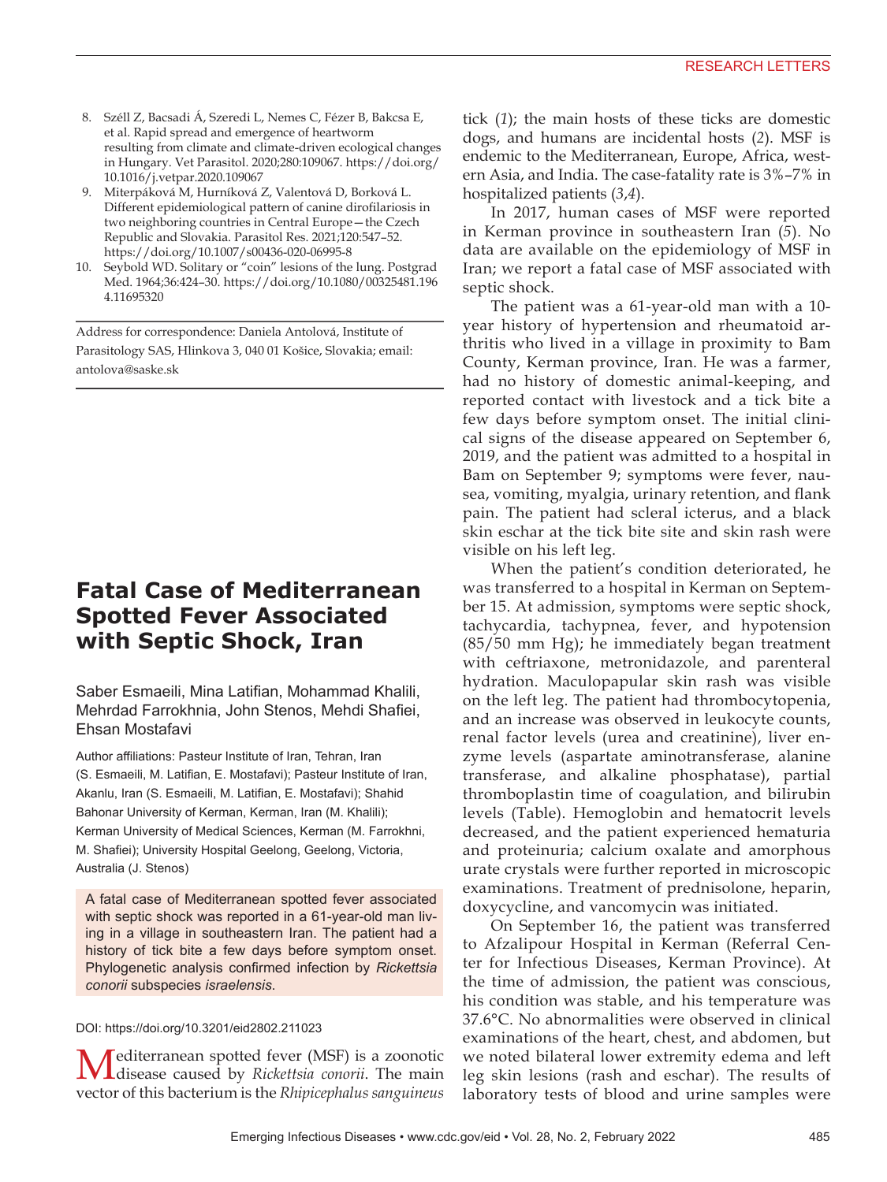8. Széll Z, Bacsadi Á, Szeredi L, Nemes C, Fézer B, Bakcsa E, et al. Rapid spread and emergence of heartworm resulting from climate and climate-driven ecological changes in Hungary. Vet Parasitol. 2020;280:109067. https://doi.org/10.1016/j.vetpar.2020.109067
9. Miterpáková M, Hurníková Z, Valentová D, Borková L. Different epidemiological pattern of canine dirofilariosis in two neighboring countries in Central Europe—the Czech Republic and Slovakia. Parasitol Res. 2021;120:547–52. https://doi.org/10.1007/s00436-020-06995-8
10. Seybold WD. Solitary or "coin" lesions of the lung. Postgrad Med. 1964;36:424–30. https://doi.org/10.1080/00325481.1964.11695320

Address for correspondence: Daniela Antolová, Institute of Parasitology SAS, Hlinkova 3, 040 01 Košice, Slovakia; email: antolova@saske.sk

# Fatal Case of Mediterranean Spotted Fever Associated with Septic Shock, Iran

Saber Esmaeili, Mina Latifian, Mohammad Khalili, Mehrdad Farrokhnia, John Stenos, Mehdi Shafiei, Ehsan Mostafavi

Author affiliations: Pasteur Institute of Iran, Tehran, Iran (S. Esmaeili, M. Latifian, E. Mostafavi); Pasteur Institute of Iran, Akanlu, Iran (S. Esmaeili, M. Latifian, E. Mostafavi); Shahid Bahonar University of Kerman, Kerman, Iran (M. Khalili); Kerman University of Medical Sciences, Kerman (M. Farrokhni, M. Shafiei); University Hospital Geelong, Geelong, Victoria, Australia (J. Stenos)

A fatal case of Mediterranean spotted fever associated with septic shock was reported in a 61-year-old man living in a village in southeastern Iran. The patient had a history of tick bite a few days before symptom onset. Phylogenetic analysis confirmed infection by *Rickettsia conorii* subspecies *israelensis*.

DOI: https://doi.org/10.3201/eid2802.211023

Mediterranean spotted fever (MSF) is a zoonotic disease caused by *Rickettsia conorii*. The main vector of this bacterium is the *Rhipicephalus sanguineus* tick (*1*); the main hosts of these ticks are domestic dogs, and humans are incidental hosts (*2*). MSF is endemic to the Mediterranean, Europe, Africa, western Asia, and India. The case-fatality rate is 3%–7% in hospitalized patients (*3*,*4*).

In 2017, human cases of MSF were reported in Kerman province in southeastern Iran (*5*). No data are available on the epidemiology of MSF in Iran; we report a fatal case of MSF associated with septic shock.

The patient was a 61-year-old man with a 10-year history of hypertension and rheumatoid arthritis who lived in a village in proximity to Bam County, Kerman province, Iran. He was a farmer, had no history of domestic animal-keeping, and reported contact with livestock and a tick bite a few days before symptom onset. The initial clinical signs of the disease appeared on September 6, 2019, and the patient was admitted to a hospital in Bam on September 9; symptoms were fever, nausea, vomiting, myalgia, urinary retention, and flank pain. The patient had scleral icterus, and a black skin eschar at the tick bite site and skin rash were visible on his left leg.

When the patient's condition deteriorated, he was transferred to a hospital in Kerman on September 15. At admission, symptoms were septic shock, tachycardia, tachypnea, fever, and hypotension (85/50 mm Hg); he immediately began treatment with ceftriaxone, metronidazole, and parenteral hydration. Maculopapular skin rash was visible on the left leg. The patient had thrombocytopenia, and an increase was observed in leukocyte counts, renal factor levels (urea and creatinine), liver enzyme levels (aspartate aminotransferase, alanine transferase, and alkaline phosphatase), partial thromboplastin time of coagulation, and bilirubin levels (Table). Hemoglobin and hematocrit levels decreased, and the patient experienced hematuria and proteinuria; calcium oxalate and amorphous urate crystals were further reported in microscopic examinations. Treatment of prednisolone, heparin, doxycycline, and vancomycin was initiated.

On September 16, the patient was transferred to Afzalipour Hospital in Kerman (Referral Center for Infectious Diseases, Kerman Province). At the time of admission, the patient was conscious, his condition was stable, and his temperature was 37.6°C. No abnormalities were observed in clinical examinations of the heart, chest, and abdomen, but we noted bilateral lower extremity edema and left leg skin lesions (rash and eschar). The results of laboratory tests of blood and urine samples were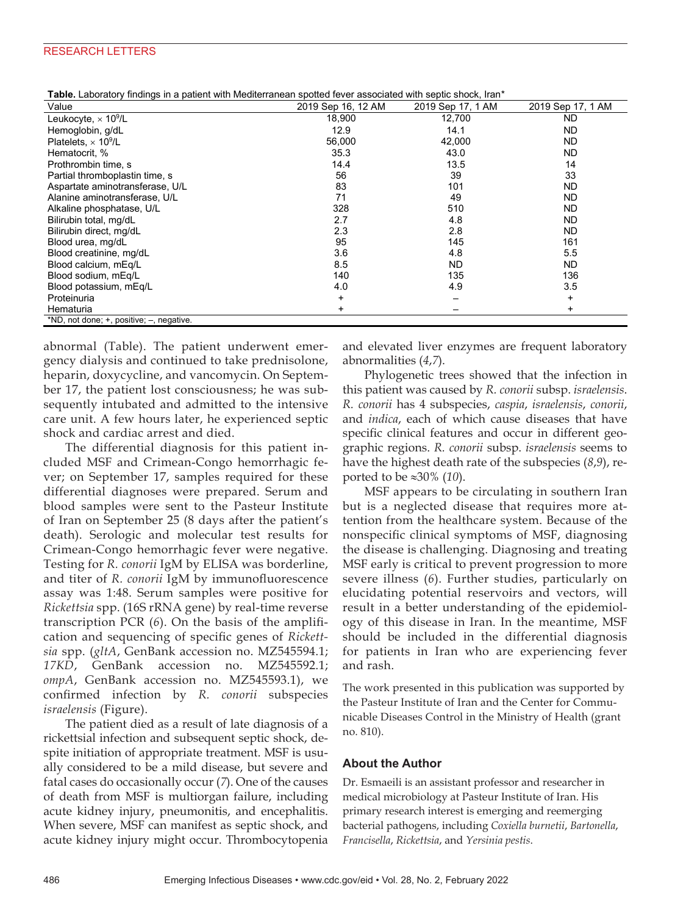**Table.** Laboratory findings in a patient with Mediterranean spotted fever associated with septic shock, Iran*

| Value | 2019 Sep 16, 12 AM | 2019 Sep 17, 1 AM | 2019 Sep 17, 1 AM |
|---|---|---|---|
| Leukocyte, × $10^9$/L | 18,900 | 12,700 | ND |
| Hemoglobin, g/dL | 12.9 | 14.1 | ND |
| Platelets, × $10^9$/L | 56,000 | 42,000 | ND |
| Hematocrit, % | 35.3 | 43.0 | ND |
| Prothrombin time, s | 14.4 | 13.5 | 14 |
| Partial thromboplastin time, s | 56 | 39 | 33 |
| Aspartate aminotransferase, U/L | 83 | 101 | ND |
| Alanine aminotransferase, U/L | 71 | 49 | ND |
| Alkaline phosphatase, U/L | 328 | 510 | ND |
| Bilirubin total, mg/dL | 2.7 | 4.8 | ND |
| Bilirubin direct, mg/dL | 2.3 | 2.8 | ND |
| Blood urea, mg/dL | 95 | 145 | 161 |
| Blood creatinine, mg/dL | 3.6 | 4.8 | 5.5 |
| Blood calcium, mEq/L | 8.5 | ND | ND |
| Blood sodium, mEq/L | 140 | 135 | 136 |
| Blood potassium, mEq/L | 4.0 | 4.9 | 3.5 |
| Proteinuria | + | – | + |
| Hematuria | + | – | + |

*ND, not done; +, positive; –, negative.

abnormal (Table). The patient underwent emergency dialysis and continued to take prednisolone, heparin, doxycycline, and vancomycin. On September 17, the patient lost consciousness; he was subsequently intubated and admitted to the intensive care unit. A few hours later, he experienced septic shock and cardiac arrest and died.

The differential diagnosis for this patient included MSF and Crimean-Congo hemorrhagic fever; on September 17, samples required for these differential diagnoses were prepared. Serum and blood samples were sent to the Pasteur Institute of Iran on September 25 (8 days after the patient's death). Serologic and molecular test results for Crimean-Congo hemorrhagic fever were negative. Testing for *R. conorii* IgM by ELISA was borderline, and titer of *R. conorii* IgM by immunofluorescence assay was 1:48. Serum samples were positive for *Rickettsia* spp. (16S rRNA gene) by real-time reverse transcription PCR (*6*). On the basis of the amplification and sequencing of specific genes of *Rickettsia* spp. (*gltA*, GenBank accession no. MZ545594.1; *17KD*, GenBank accession no. MZ545592.1; *ompA*, GenBank accession no. MZ545593.1), we confirmed infection by *R. conorii* subspecies *israelensis* (Figure).

The patient died as a result of late diagnosis of a rickettsial infection and subsequent septic shock, despite initiation of appropriate treatment. MSF is usually considered to be a mild disease, but severe and fatal cases do occasionally occur (*7*). One of the causes of death from MSF is multiorgan failure, including acute kidney injury, pneumonitis, and encephalitis. When severe, MSF can manifest as septic shock, and acute kidney injury might occur. Thrombocytopenia and elevated liver enzymes are frequent laboratory abnormalities (*4*,*7*).

Phylogenetic trees showed that the infection in this patient was caused by *R. conorii* subsp. *israelensis*. *R. conorii* has 4 subspecies, *caspia*, *israelensis*, *conorii*, and *indica*, each of which cause diseases that have specific clinical features and occur in different geographic regions. *R. conorii* subsp. *israelensis* seems to have the highest death rate of the subspecies (*8*,*9*), reported to be ≈30% (*10*).

MSF appears to be circulating in southern Iran but is a neglected disease that requires more attention from the healthcare system. Because of the nonspecific clinical symptoms of MSF, diagnosing the disease is challenging. Diagnosing and treating MSF early is critical to prevent progression to more severe illness (*6*). Further studies, particularly on elucidating potential reservoirs and vectors, will result in a better understanding of the epidemiology of this disease in Iran. In the meantime, MSF should be included in the differential diagnosis for patients in Iran who are experiencing fever and rash.

The work presented in this publication was supported by the Pasteur Institute of Iran and the Center for Communicable Diseases Control in the Ministry of Health (grant no. 810).

## About the Author

Dr. Esmaeili is an assistant professor and researcher in medical microbiology at Pasteur Institute of Iran. His primary research interest is emerging and reemerging bacterial pathogens, including *Coxiella burnetii*, *Bartonella*, *Francisella*, *Rickettsia*, and *Yersinia pestis*.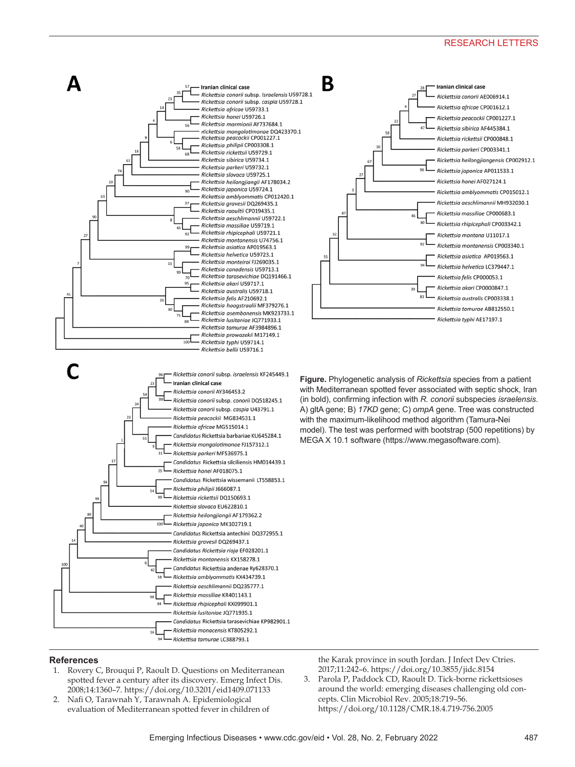A

57 Iranian clinical case
35 Rickettsia conorii subsp. Israelensis U59728.1
23 Rickettsia conorii subsp. caspia U59728.1
14 Rickettsia africae U59733.1
Rickettsia honei U59726.1
4 56 Rickettsia marmionii AY737684.1
Rickettsia mongolotimonae DQ423370.1
6 Rickettsia peacockii CP001227.1
58 Rickettsia philipii CP003308.1
9 68 Rickettsia rickettsii U59729.1
18 Rickettsia sibirica U59734.1
61 Rickettsia parkeri U59732.1
74 Rickettsia slovaca U59725.1
19 Rickettsia heilongjiangii AF178034.2
90 Rickettsia japonica U59724.1
63 Rickettsia amblyommatis CP012420.1
37 Rickettsia gravesii DQ269435.1
Rickettsia raoultii CP019435.1
90 8 Rickettsia aeschlimannii U59722.1
65 Rickettsia massiliae U59719.1
92 Rickettsia rhipicephali U59721.1
27 Rickettsia montanensis U74756.1
99 Rickettsia asiatica AP019563.1
Rickettsia helvetica U59723.1
33 Rickettsia monteiroi FJ269035.1
7 99 Rickettsia canadensis U59713.1
70 Rickettsia tarasevichiae DQ191466.1
95 Rickettsia akari U59717.1
Rickettsia australis U59718.1
41 26 Rickettsia felis AF210692.1
Rickettsia hoogstraalii MF379276.1
80 Rickettsia asembonensis MK923733.1
71 88 Rickettsia lusitaniae JQ771933.1
Rickettsia tamurae AF3984896.1
Rickettsia prowazekii M17149.1
100 Rickettsia typhi U59714.1
Rickettsia bellii U59716.1

B

28 Iranian clinical case
27 Rickettsia conorii AE006914.1
4 Rickettsia africae CP001612.1
22 Rickettsia peacockii CP001227.1
47 Rickettsia sibirica AF445384.1
58 Rickettsia rickettsii CP000848.1
30 Rickettsia parkeri CP003341.1
67 Rickettsia heilongjiangensis CP002912.1
96 Rickettsia japonica AP011533.1
27 Rickettsia honei AF027124.1
3 Rickettsia amblyommatis CP015012.1
Rickettsia aeschlimannii MH932030.1
87 46 Rickettsia massiliae CP000683.1
80 Rickettsia rhipicephali CP003342.1
32 Rickettsia montana U11017.1
92 Rickettsia montanensis CP003340.1
Rickettsia asiatica AP019563.1
55 94 Rickettsia helvetica LC379447.1
Rickettsia felis CP000053.1
39 Rickettsia akari CP0000847.1
83 Rickettsia australis CP003338.1
Rickettsia tamurae AB812550.1
Rickettsia typhi AE17197.1

C

96 Rickettsia conorii subsp. israelensis KF245449.1
23 Iranian clinical case
54 Rickettsia conorii AY346453.2
99 Rickettsia conorii subsp. conorii DQ518245.1
34 Rickettsia conorii subsp. caspia U43791.1
23 Rickettsia peacockii MG834531.1
Rickettsia africae MG515014.1
61 Candidatus Rickettsia barbariae KU645284.1
1 9 Rickettsia mongolotimonae FJ157312.1
31 Rickettsia parkeri MF536975.1
17 Candidatus Rickettsia silciliensis HM014439.1
25 Rickettsia honei AF018075.1
94 Candidatus Rickettsia wissemanii LT558853.1
54 Rickettsia philipii J666087.1
99 Rickettsia rickettsii DQ150693.1
99 Rickettsia slovaca EU622810.1
89 Rickettsia heilongjiangii AF179362.2
100 Rickettsia japonica MK102719.1
40 Candidatus Rickettsia antechini DQ372955.1
14 Rickettsia gravesii DQ269437.1
Candidatus Rickettsia rioja EF028201.1
6 Rickettsia montanensis KX158278.1
100 42 Candidatus Rickettsia andenae Ky628370.1
58 Rickettsia amblyommatis KX434739.1
Rickettsia aeschlimannii DQ235777.1
98 Rickettsia massiliae KR401143.1
84 Rickettsia rhipicephali KX099901.1
Rickettsia lusitaniae JQ771935.1
Candidatus Rickettsia tarasevichiae KP982901.1
16 Rickettsia monacensis KT805292.1
94 Rickettisa tamurae LC388793.1

**Figure.** Phylogenetic analysis of *Rickettsia* species from a patient with Mediterranean spotted fever associated with septic shock, Iran (in bold), confirming infection with *R. conorii* subspecies *israelensis*. A) gltA gene; B) *17KD* gene; C) *ompA* gene. Tree was constructed with the maximum-likelihood method algorithm (Tamura-Nei model). The test was performed with bootstrap (500 repetitions) by MEGA X 10.1 software (https://www.megasoftware.com).

## References

1. Rovery C, Brouqui P, Raoult D. Questions on Mediterranean spotted fever a century after its discovery. Emerg Infect Dis. 2008;14:1360–7. https://doi.org/10.3201/eid1409.071133
2. Nafi O, Tarawnah Y, Tarawnah A. Epidemiological evaluation of Mediterranean spotted fever in children of the Karak province in south Jordan. J Infect Dev Ctries. 2017;11:242–6. https://doi.org/10.3855/jidc.8154
3. Parola P, Paddock CD, Raoult D. Tick-borne rickettsioses around the world: emerging diseases challenging old concepts. Clin Microbiol Rev. 2005;18:719–56. https://doi.org/10.1128/CMR.18.4.719-756.2005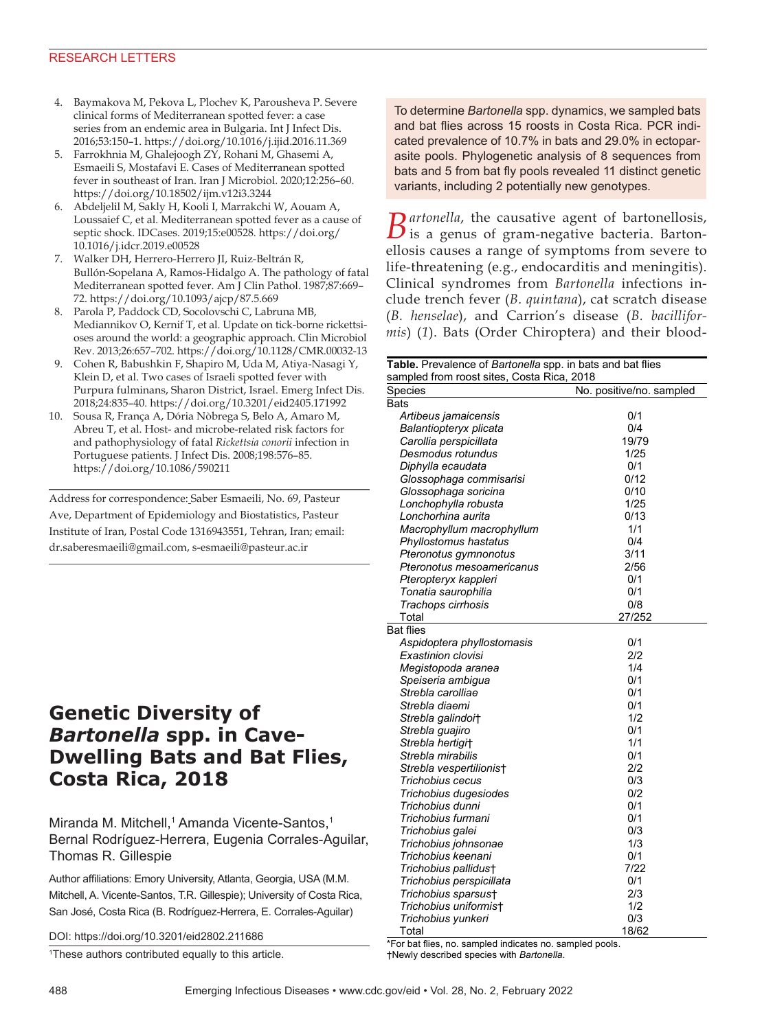4. Baymakova M, Pekova L, Plochev K, Parousheva P. Severe clinical forms of Mediterranean spotted fever: a case series from an endemic area in Bulgaria. Int J Infect Dis. 2016;53:150–1. https://doi.org/10.1016/j.ijid.2016.11.369
5. Farrokhnia M, Ghalejoogh ZY, Rohani M, Ghasemi A, Esmaeili S, Mostafavi E. Cases of Mediterranean spotted fever in southeast of Iran. Iran J Microbiol. 2020;12:256–60. https://doi.org/10.18502/ijm.v12i3.3244
6. Abdeljelil M, Sakly H, Kooli I, Marrakchi W, Aouam A, Loussaief C, et al. Mediterranean spotted fever as a cause of septic shock. IDCases. 2019;15:e00528. https://doi.org/10.1016/j.idcr.2019.e00528
7. Walker DH, Herrero-Herrero JI, Ruiz-Beltrán R, Bullón-Sopelana A, Ramos-Hidalgo A. The pathology of fatal Mediterranean spotted fever. Am J Clin Pathol. 1987;87:669–72. https://doi.org/10.1093/ajcp/87.5.669
8. Parola P, Paddock CD, Socolovschi C, Labruna MB, Mediannikov O, Kernif T, et al. Update on tick-borne rickettsioses around the world: a geographic approach. Clin Microbiol Rev. 2013;26:657–702. https://doi.org/10.1128/CMR.00032-13
9. Cohen R, Babushkin F, Shapiro M, Uda M, Atiya-Nasagi Y, Klein D, et al. Two cases of Israeli spotted fever with Purpura fulminans, Sharon District, Israel. Emerg Infect Dis. 2018;24:835–40. https://doi.org/10.3201/eid2405.171992
10. Sousa R, França A, Dória Nòbrega S, Belo A, Amaro M, Abreu T, et al. Host- and microbe-related risk factors for and pathophysiology of fatal *Rickettsia conorii* infection in Portuguese patients. J Infect Dis. 2008;198:576–85. https://doi.org/10.1086/590211

Address for correspondence: Saber Esmaeili, No. 69, Pasteur Ave, Department of Epidemiology and Biostatistics, Pasteur Institute of Iran, Postal Code 1316943551, Tehran, Iran; email: dr.saberesmaeili@gmail.com, s-esmaeili@pasteur.ac.ir

# Genetic Diversity of *Bartonella* spp. in Cave-Dwelling Bats and Bat Flies, Costa Rica, 2018

Miranda M. Mitchell,[1] Amanda Vicente-Santos,[1] Bernal Rodríguez-Herrera, Eugenia Corrales-Aguilar, Thomas R. Gillespie

Author affiliations: Emory University, Atlanta, Georgia, USA (M.M. Mitchell, A. Vicente-Santos, T.R. Gillespie); University of Costa Rica, San José, Costa Rica (B. Rodríguez-Herrera, E. Corrales-Aguilar)

DOI: https://doi.org/10.3201/eid2802.211686

[1]These authors contributed equally to this article.

To determine *Bartonella* spp. dynamics, we sampled bats and bat flies across 15 roosts in Costa Rica. PCR indicated prevalence of 10.7% in bats and 29.0% in ectoparasite pools. Phylogenetic analysis of 8 sequences from bats and 5 from bat fly pools revealed 11 distinct genetic variants, including 2 potentially new genotypes.

*Bartonella*, the causative agent of bartonellosis, is a genus of gram-negative bacteria. Bartonellosis causes a range of symptoms from severe to life-threatening (e.g., endocarditis and meningitis). Clinical syndromes from *Bartonella* infections include trench fever (*B. quintana*), cat scratch disease (*B. henselae*), and Carrion's disease (*B. bacilliformis*) (*1*). Bats (Order Chiroptera) and their blood-

**Table.** Prevalence of *Bartonella* spp. in bats and bat flies sampled from roost sites, Costa Rica, 2018

| Species | No. positive/no. sampled |
|---|---|
| Bats | |
| *Artibeus jamaicensis* | 0/1 |
| *Balantiopteryx plicata* | 0/4 |
| *Carollia perspicillata* | 19/79 |
| *Desmodus rotundus* | 1/25 |
| *Diphylla ecaudata* | 0/1 |
| *Glossophaga commisarisi* | 0/12 |
| *Glossophaga soricina* | 0/10 |
| *Lonchophylla robusta* | 1/25 |
| *Lonchorhina aurita* | 0/13 |
| *Macrophyllum macrophyllum* | 1/1 |
| *Phyllostomus hastatus* | 0/4 |
| *Pteronotus gymnonotus* | 3/11 |
| *Pteronotus mesoamericanus* | 2/56 |
| *Pteropteryx kappleri* | 0/1 |
| *Tonatia saurophilia* | 0/1 |
| *Trachops cirrhosis* | 0/8 |
| Total | 27/252 |
| Bat flies | |
| *Aspidoptera phyllostomasis* | 0/1 |
| *Exastinion clovisi* | 2/2 |
| *Megistopoda aranea* | 1/4 |
| *Speiseria ambigua* | 0/1 |
| *Strebla carolliae* | 0/1 |
| *Strebla diaemi* | 0/1 |
| *Strebla galindoi*† | 1/2 |
| *Strebla guajiro* | 0/1 |
| *Strebla hertigi*† | 1/1 |
| *Strebla mirabilis* | 0/1 |
| *Strebla vespertilionis*† | 2/2 |
| *Trichobius cecus* | 0/3 |
| *Trichobius dugesiodes* | 0/2 |
| *Trichobius dunni* | 0/1 |
| *Trichobius furmani* | 0/1 |
| *Trichobius galei* | 0/3 |
| *Trichobius johnsonae* | 1/3 |
| *Trichobius keenani* | 0/1 |
| *Trichobius pallidus*† | 7/22 |
| *Trichobius perspicillata* | 0/1 |
| *Trichobius sparsus*† | 2/3 |
| *Trichobius uniformis*† | 1/2 |
| *Trichobius yunkeri* | 0/3 |
| Total | 18/62 |

*For bat flies, no. sampled indicates no. sampled pools.
†Newly described species with *Bartonella*.